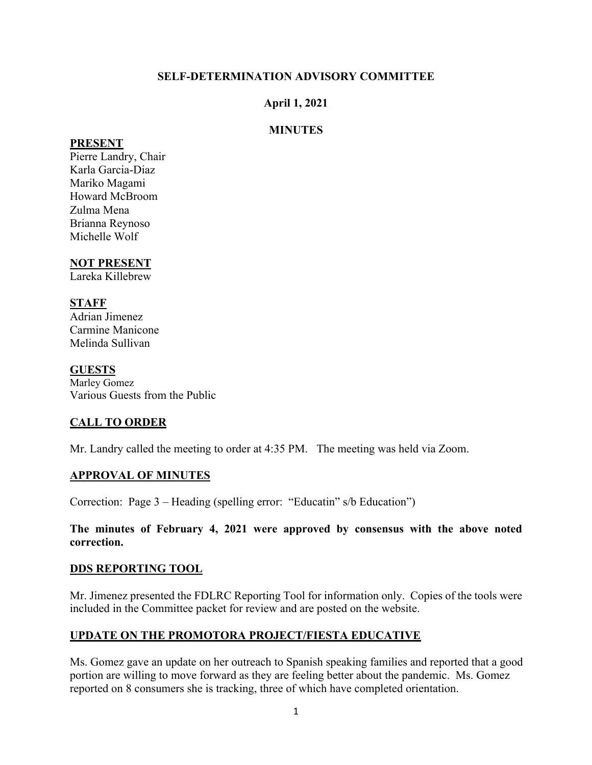**SELF-DETERMINATION ADVISORY COMMITTEE**

**April 1, 2021**

**MINUTES**

**PRESENT**

Pierre Landry, Chair
Karla Garcia-Diaz
Mariko Magami
Howard McBroom
Zulma Mena
Brianna Reynoso
Michelle Wolf

**NOT PRESENT**

Lareka Killebrew

**STAFF**

Adrian Jimenez
Carmine Manicone
Melinda Sullivan

**GUESTS**

Marley Gomez
Various Guests from the Public

## CALL TO ORDER

Mr. Landry called the meeting to order at 4:35 PM. The meeting was held via Zoom.

## APPROVAL OF MINUTES

Correction: Page 3 – Heading (spelling error: "Educatin" s/b Education")

**The minutes of February 4, 2021 were approved by consensus with the above noted correction.**

## DDS REPORTING TOOL

Mr. Jimenez presented the FDLRC Reporting Tool for information only. Copies of the tools were included in the Committee packet for review and are posted on the website.

## UPDATE ON THE PROMOTORA PROJECT/FIESTA EDUCATIVE

Ms. Gomez gave an update on her outreach to Spanish speaking families and reported that a good portion are willing to move forward as they are feeling better about the pandemic. Ms. Gomez reported on 8 consumers she is tracking, three of which have completed orientation.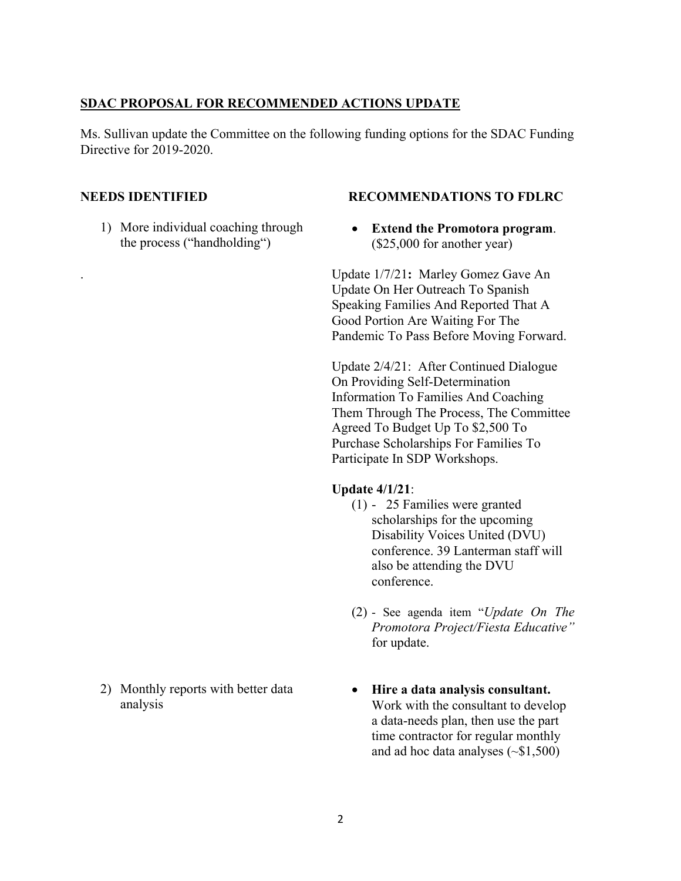**SDAC PROPOSAL FOR RECOMMENDED ACTIONS UPDATE**

Ms. Sullivan update the Committee on the following funding options for the SDAC Funding Directive for 2019-2020.

| NEEDS IDENTIFIED | RECOMMENDATIONS TO FDLRC |
| --- | --- |
| 1) More individual coaching through the process ("handholding") | • **Extend the Promotora program**. ($25,000 for another year)<br><br>Update 1/7/21**:** Marley Gomez Gave An Update On Her Outreach To Spanish Speaking Families And Reported That A Good Portion Are Waiting For The Pandemic To Pass Before Moving Forward.<br><br>Update 2/4/21: After Continued Dialogue On Providing Self-Determination Information To Families And Coaching Them Through The Process, The Committee Agreed To Budget Up To $2,500 To Purchase Scholarships For Families To Participate In SDP Workshops.<br><br>**Update 4/1/21**:<br>(1) - 25 Families were granted scholarships for the upcoming Disability Voices United (DVU) conference. 39 Lanterman staff will also be attending the DVU conference.<br><br>(2) - See agenda item "*Update On The Promotora Project/Fiesta Educative*" for update. |
| 2) Monthly reports with better data analysis | • **Hire a data analysis consultant.** Work with the consultant to develop a data-needs plan, then use the part time contractor for regular monthly and ad hoc data analyses (~$1,500) |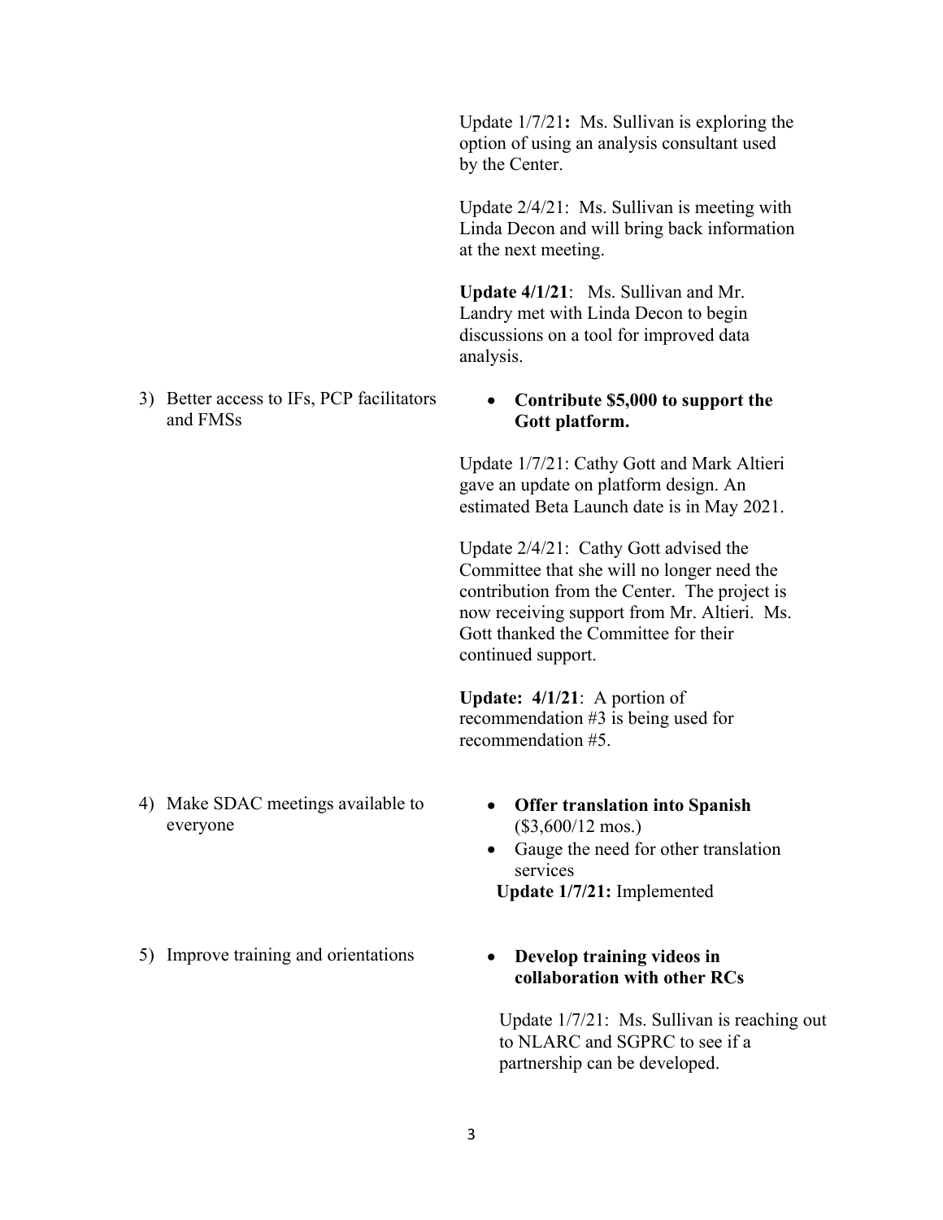| | |
|---|---|
| | Update 1/7/21**:** Ms. Sullivan is exploring the option of using an analysis consultant used by the Center.<br><br>Update 2/4/21: Ms. Sullivan is meeting with Linda Decon and will bring back information at the next meeting.<br><br>**Update 4/1/21**: Ms. Sullivan and Mr. Landry met with Linda Decon to begin discussions on a tool for improved data analysis. |
| 3) Better access to IFs, PCP facilitators and FMSs | • **Contribute $5,000 to support the Gott platform.**<br><br>Update 1/7/21: Cathy Gott and Mark Altieri gave an update on platform design. An estimated Beta Launch date is in May 2021.<br><br>Update 2/4/21: Cathy Gott advised the Committee that she will no longer need the contribution from the Center. The project is now receiving support from Mr. Altieri. Ms. Gott thanked the Committee for their continued support.<br><br>**Update: 4/1/21**: A portion of recommendation #3 is being used for recommendation #5. |
| 4) Make SDAC meetings available to everyone | • **Offer translation into Spanish** ($3,600/12 mos.)<br>• Gauge the need for other translation services<br>**Update 1/7/21:** Implemented |
| 5) Improve training and orientations | • **Develop training videos in collaboration with other RCs**<br><br>Update 1/7/21: Ms. Sullivan is reaching out to NLARC and SGPRC to see if a partnership can be developed. |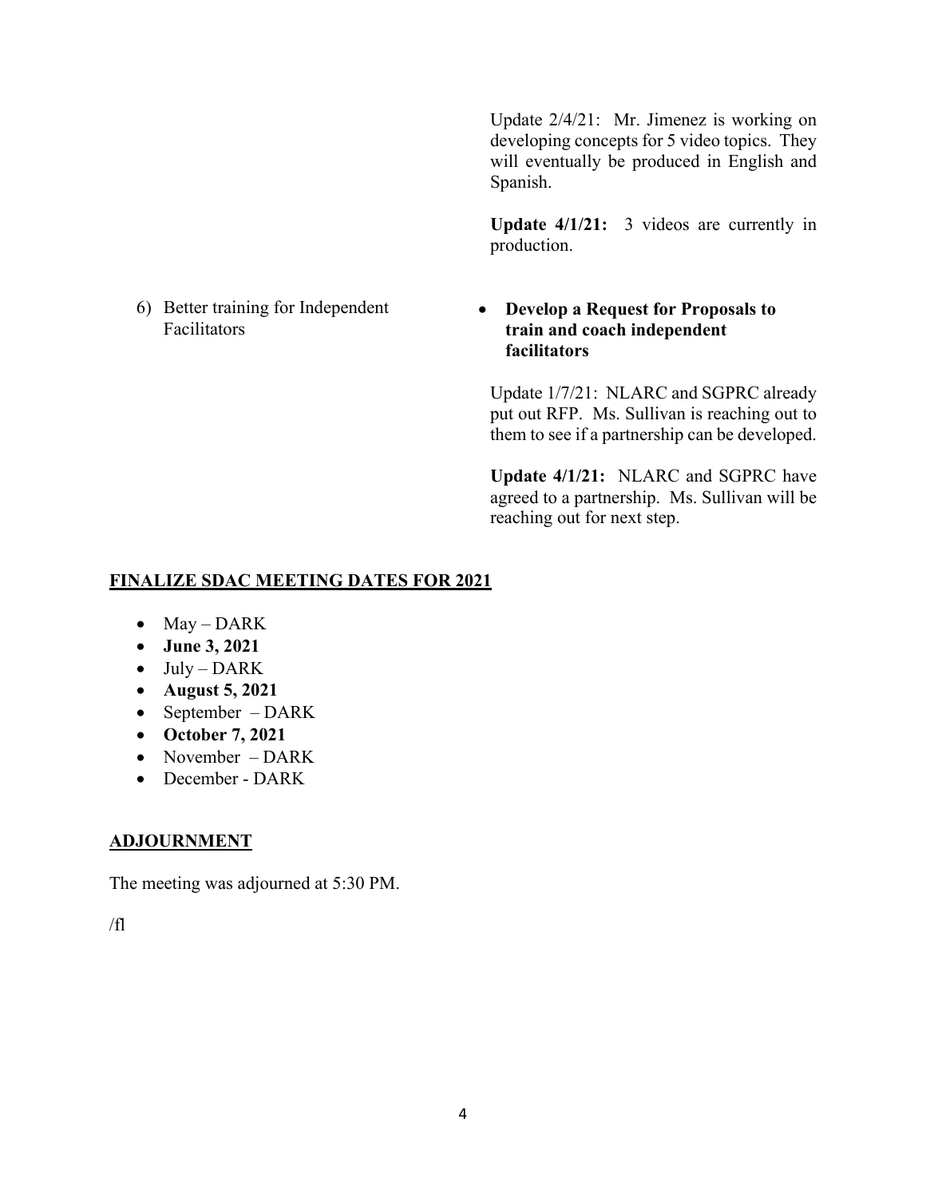Update 2/4/21: Mr. Jimenez is working on developing concepts for 5 video topics. They will eventually be produced in English and Spanish.

**Update 4/1/21:** 3 videos are currently in production.

6) Better training for Independent Facilitators

- **Develop a Request for Proposals to train and coach independent facilitators**

Update 1/7/21: NLARC and SGPRC already put out RFP. Ms. Sullivan is reaching out to them to see if a partnership can be developed.

**Update 4/1/21:** NLARC and SGPRC have agreed to a partnership. Ms. Sullivan will be reaching out for next step.

## FINALIZE SDAC MEETING DATES FOR 2021

- May – DARK
- **June 3, 2021**
- July – DARK
- **August 5, 2021**
- September – DARK
- **October 7, 2021**
- November – DARK
- December - DARK

## ADJOURNMENT

The meeting was adjourned at 5:30 PM.

/fl